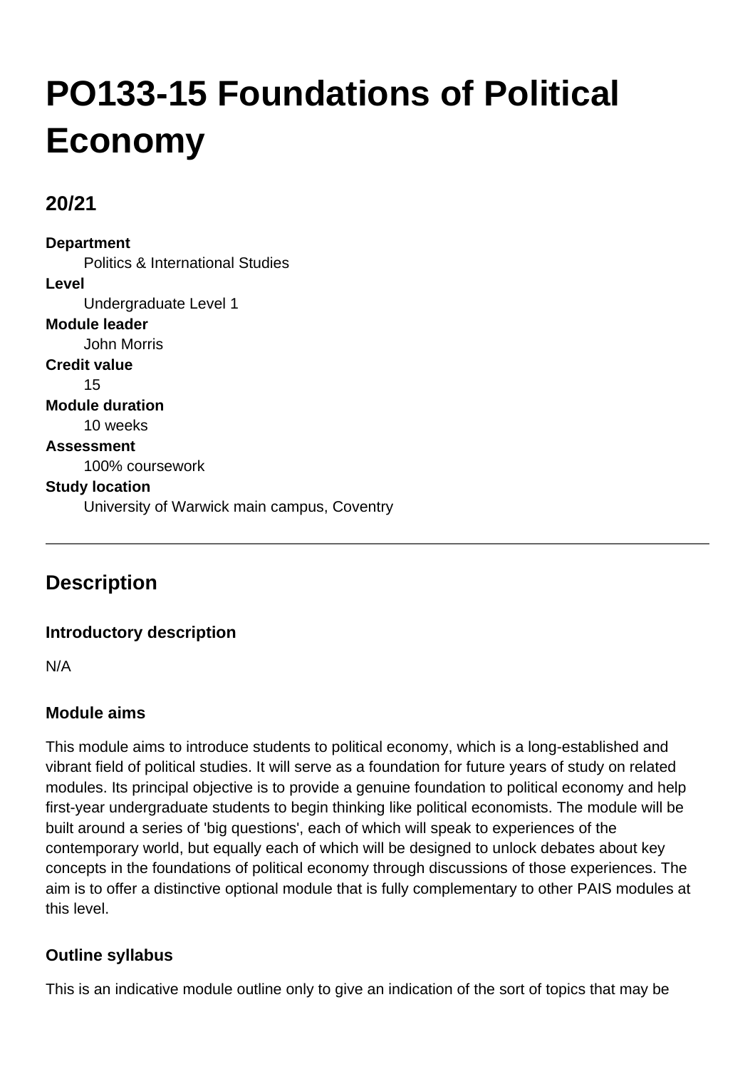# PO133-15 Foundations of Political Economy

## 20/21

**Department**
: Politics & International Studies

**Level**
: Undergraduate Level 1

**Module leader**
: John Morris

**Credit value**
: 15

**Module duration**
: 10 weeks

**Assessment**
: 100% coursework

**Study location**
: University of Warwick main campus, Coventry

---

## Description

### Introductory description

N/A

### Module aims

This module aims to introduce students to political economy, which is a long-established and vibrant field of political studies. It will serve as a foundation for future years of study on related modules. Its principal objective is to provide a genuine foundation to political economy and help first-year undergraduate students to begin thinking like political economists. The module will be built around a series of 'big questions', each of which will speak to experiences of the contemporary world, but equally each of which will be designed to unlock debates about key concepts in the foundations of political economy through discussions of those experiences. The aim is to offer a distinctive optional module that is fully complementary to other PAIS modules at this level.

### Outline syllabus

This is an indicative module outline only to give an indication of the sort of topics that may be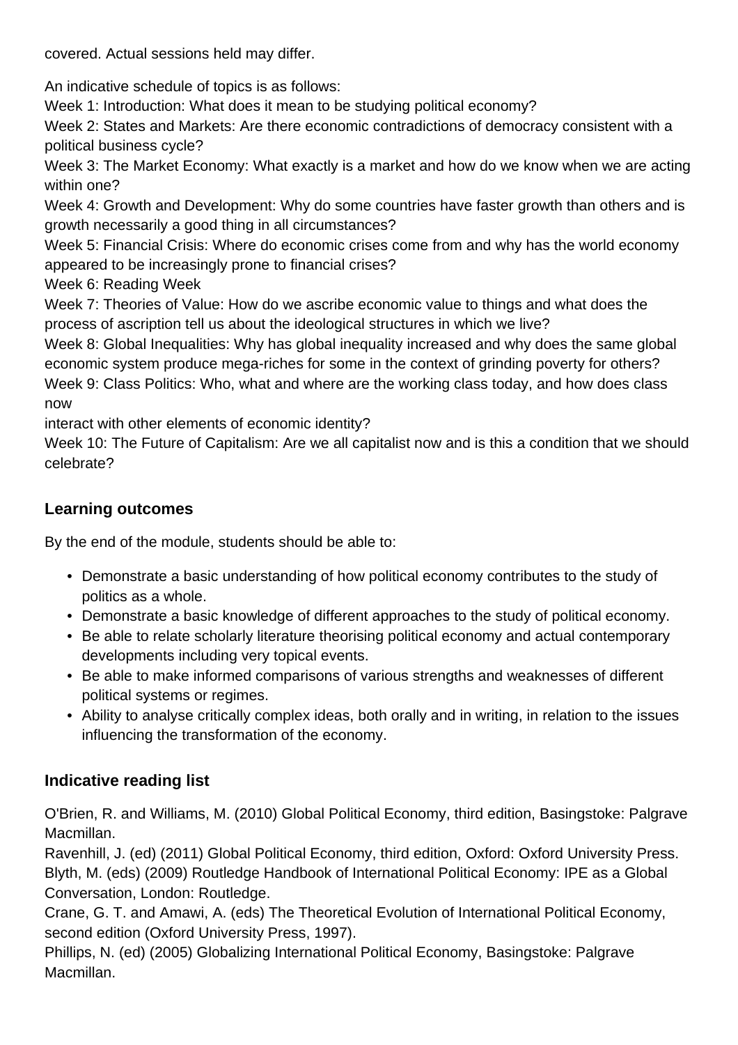covered. Actual sessions held may differ.

An indicative schedule of topics is as follows:
Week 1: Introduction: What does it mean to be studying political economy?
Week 2: States and Markets: Are there economic contradictions of democracy consistent with a political business cycle?
Week 3: The Market Economy: What exactly is a market and how do we know when we are acting within one?
Week 4: Growth and Development: Why do some countries have faster growth than others and is growth necessarily a good thing in all circumstances?
Week 5: Financial Crisis: Where do economic crises come from and why has the world economy appeared to be increasingly prone to financial crises?
Week 6: Reading Week
Week 7: Theories of Value: How do we ascribe economic value to things and what does the process of ascription tell us about the ideological structures in which we live?
Week 8: Global Inequalities: Why has global inequality increased and why does the same global economic system produce mega-riches for some in the context of grinding poverty for others?
Week 9: Class Politics: Who, what and where are the working class today, and how does class now
interact with other elements of economic identity?
Week 10: The Future of Capitalism: Are we all capitalist now and is this a condition that we should celebrate?

### Learning outcomes

By the end of the module, students should be able to:

- Demonstrate a basic understanding of how political economy contributes to the study of politics as a whole.
- Demonstrate a basic knowledge of different approaches to the study of political economy.
- Be able to relate scholarly literature theorising political economy and actual contemporary developments including very topical events.
- Be able to make informed comparisons of various strengths and weaknesses of different political systems or regimes.
- Ability to analyse critically complex ideas, both orally and in writing, in relation to the issues influencing the transformation of the economy.

### Indicative reading list

O'Brien, R. and Williams, M. (2010) Global Political Economy, third edition, Basingstoke: Palgrave Macmillan.
Ravenhill, J. (ed) (2011) Global Political Economy, third edition, Oxford: Oxford University Press.
Blyth, M. (eds) (2009) Routledge Handbook of International Political Economy: IPE as a Global Conversation, London: Routledge.
Crane, G. T. and Amawi, A. (eds) The Theoretical Evolution of International Political Economy, second edition (Oxford University Press, 1997).
Phillips, N. (ed) (2005) Globalizing International Political Economy, Basingstoke: Palgrave Macmillan.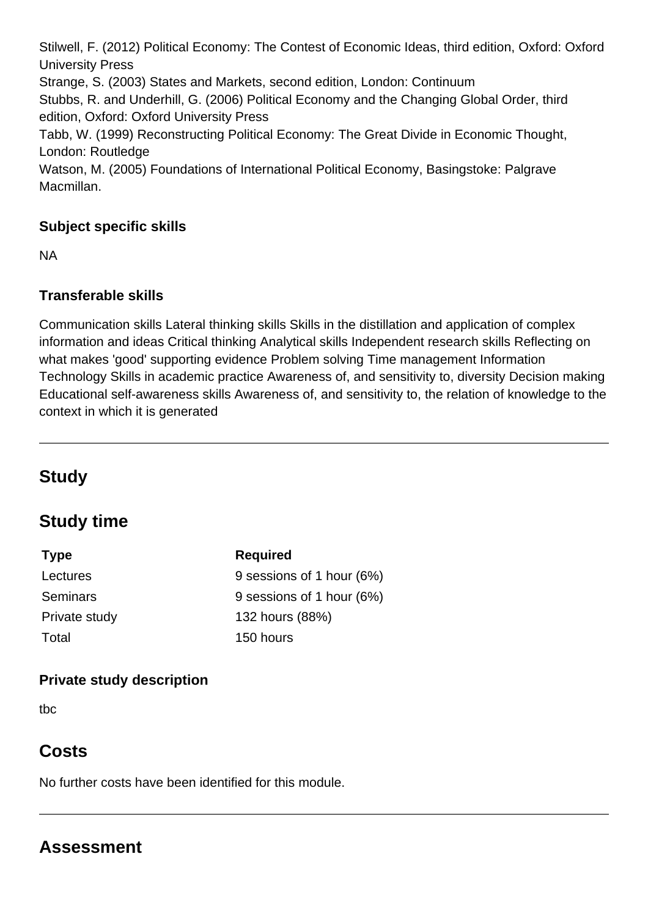Stilwell, F. (2012) Political Economy: The Contest of Economic Ideas, third edition, Oxford: Oxford University Press
Strange, S. (2003) States and Markets, second edition, London: Continuum
Stubbs, R. and Underhill, G. (2006) Political Economy and the Changing Global Order, third edition, Oxford: Oxford University Press
Tabb, W. (1999) Reconstructing Political Economy: The Great Divide in Economic Thought, London: Routledge
Watson, M. (2005) Foundations of International Political Economy, Basingstoke: Palgrave Macmillan.

### Subject specific skills

NA

### Transferable skills

Communication skills Lateral thinking skills Skills in the distillation and application of complex information and ideas Critical thinking Analytical skills Independent research skills Reflecting on what makes 'good' supporting evidence Problem solving Time management Information Technology Skills in academic practice Awareness of, and sensitivity to, diversity Decision making Educational self-awareness skills Awareness of, and sensitivity to, the relation of knowledge to the context in which it is generated

---

## Study

## Study time

| Type | Required |
| --- | --- |
| Lectures | 9 sessions of 1 hour (6%) |
| Seminars | 9 sessions of 1 hour (6%) |
| Private study | 132 hours (88%) |
| Total | 150 hours |

### Private study description

tbc

## Costs

No further costs have been identified for this module.

---

## Assessment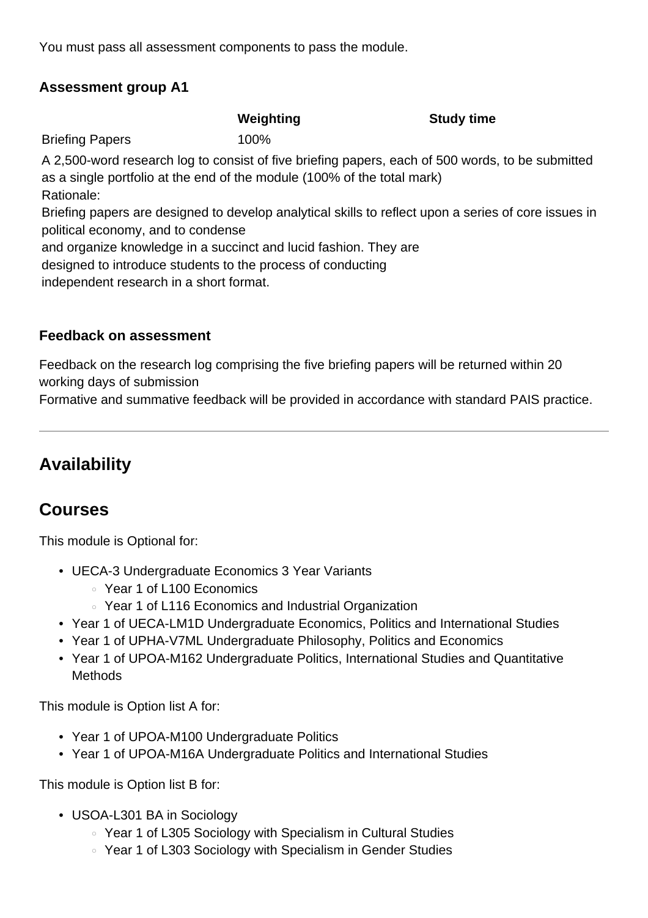You must pass all assessment components to pass the module.

### Assessment group A1

| | Weighting | Study time |
|---|---|---|
| Briefing Papers | 100% | |

A 2,500-word research log to consist of five briefing papers, each of 500 words, to be submitted as a single portfolio at the end of the module (100% of the total mark)
Rationale:
Briefing papers are designed to develop analytical skills to reflect upon a series of core issues in political economy, and to condense
and organize knowledge in a succinct and lucid fashion. They are
designed to introduce students to the process of conducting
independent research in a short format.

### Feedback on assessment

Feedback on the research log comprising the five briefing papers will be returned within 20 working days of submission
Formative and summative feedback will be provided in accordance with standard PAIS practice.

---

## Availability

## Courses

This module is Optional for:

- UECA-3 Undergraduate Economics 3 Year Variants
  - Year 1 of L100 Economics
  - Year 1 of L116 Economics and Industrial Organization
- Year 1 of UECA-LM1D Undergraduate Economics, Politics and International Studies
- Year 1 of UPHA-V7ML Undergraduate Philosophy, Politics and Economics
- Year 1 of UPOA-M162 Undergraduate Politics, International Studies and Quantitative Methods

This module is Option list A for:

- Year 1 of UPOA-M100 Undergraduate Politics
- Year 1 of UPOA-M16A Undergraduate Politics and International Studies

This module is Option list B for:

- USOA-L301 BA in Sociology
  - Year 1 of L305 Sociology with Specialism in Cultural Studies
  - Year 1 of L303 Sociology with Specialism in Gender Studies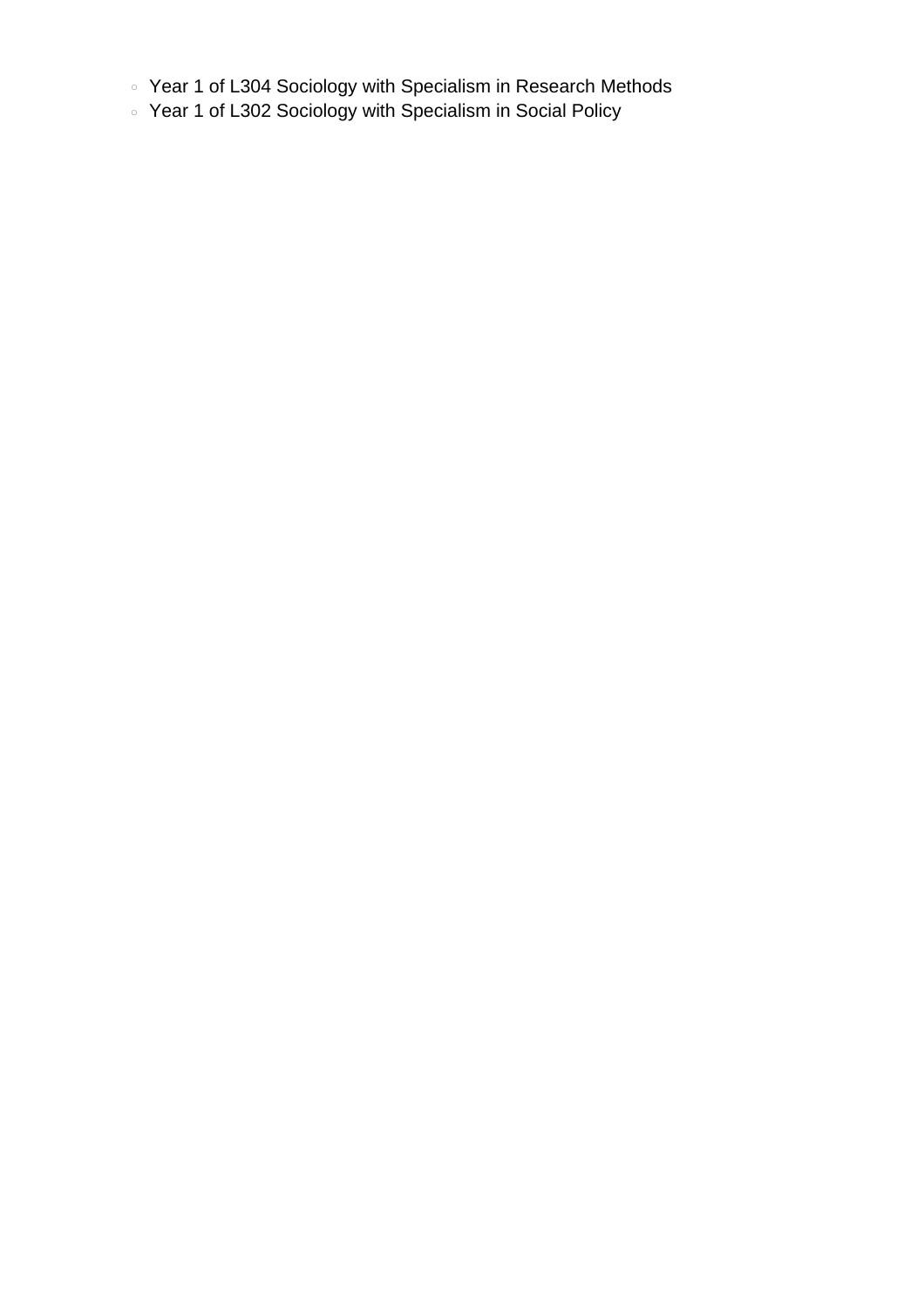- Year 1 of L304 Sociology with Specialism in Research Methods
- Year 1 of L302 Sociology with Specialism in Social Policy